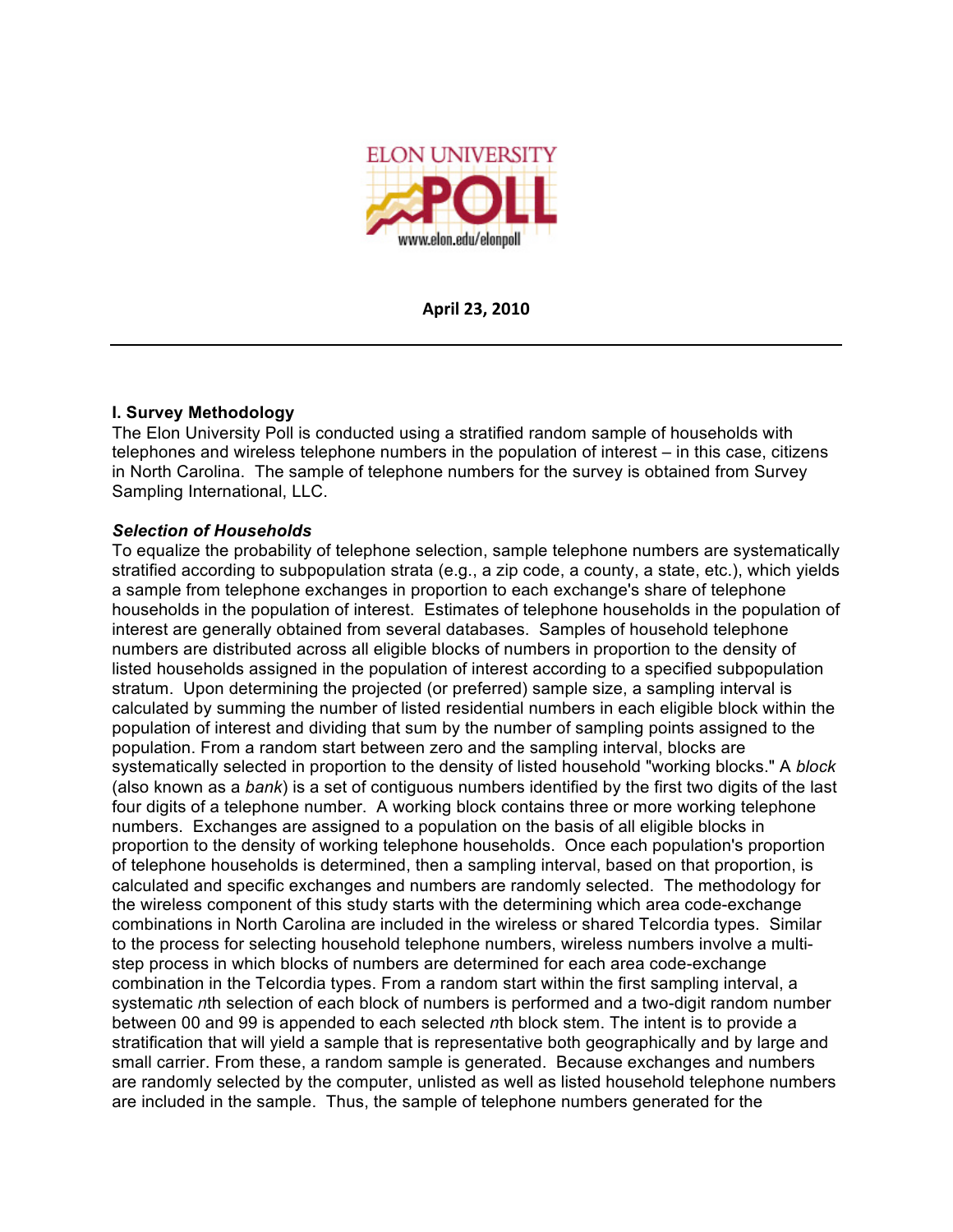ELON UNIVERSITY POLL

www.elon.edu/elonpoll

**April 23, 2010**

---

### I. Survey Methodology

The Elon University Poll is conducted using a stratified random sample of households with telephones and wireless telephone numbers in the population of interest – in this case, citizens in North Carolina. The sample of telephone numbers for the survey is obtained from Survey Sampling International, LLC.

#### *Selection of Households*

To equalize the probability of telephone selection, sample telephone numbers are systematically stratified according to subpopulation strata (e.g., a zip code, a county, a state, etc.), which yields a sample from telephone exchanges in proportion to each exchange's share of telephone households in the population of interest. Estimates of telephone households in the population of interest are generally obtained from several databases. Samples of household telephone numbers are distributed across all eligible blocks of numbers in proportion to the density of listed households assigned in the population of interest according to a specified subpopulation stratum. Upon determining the projected (or preferred) sample size, a sampling interval is calculated by summing the number of listed residential numbers in each eligible block within the population of interest and dividing that sum by the number of sampling points assigned to the population. From a random start between zero and the sampling interval, blocks are systematically selected in proportion to the density of listed household "working blocks." A *block* (also known as a *bank*) is a set of contiguous numbers identified by the first two digits of the last four digits of a telephone number. A working block contains three or more working telephone numbers. Exchanges are assigned to a population on the basis of all eligible blocks in proportion to the density of working telephone households. Once each population's proportion of telephone households is determined, then a sampling interval, based on that proportion, is calculated and specific exchanges and numbers are randomly selected. The methodology for the wireless component of this study starts with the determining which area code-exchange combinations in North Carolina are included in the wireless or shared Telcordia types. Similar to the process for selecting household telephone numbers, wireless numbers involve a multi-step process in which blocks of numbers are determined for each area code-exchange combination in the Telcordia types. From a random start within the first sampling interval, a systematic *n*th selection of each block of numbers is performed and a two-digit random number between 00 and 99 is appended to each selected *n*th block stem. The intent is to provide a stratification that will yield a sample that is representative both geographically and by large and small carrier. From these, a random sample is generated. Because exchanges and numbers are randomly selected by the computer, unlisted as well as listed household telephone numbers are included in the sample. Thus, the sample of telephone numbers generated for the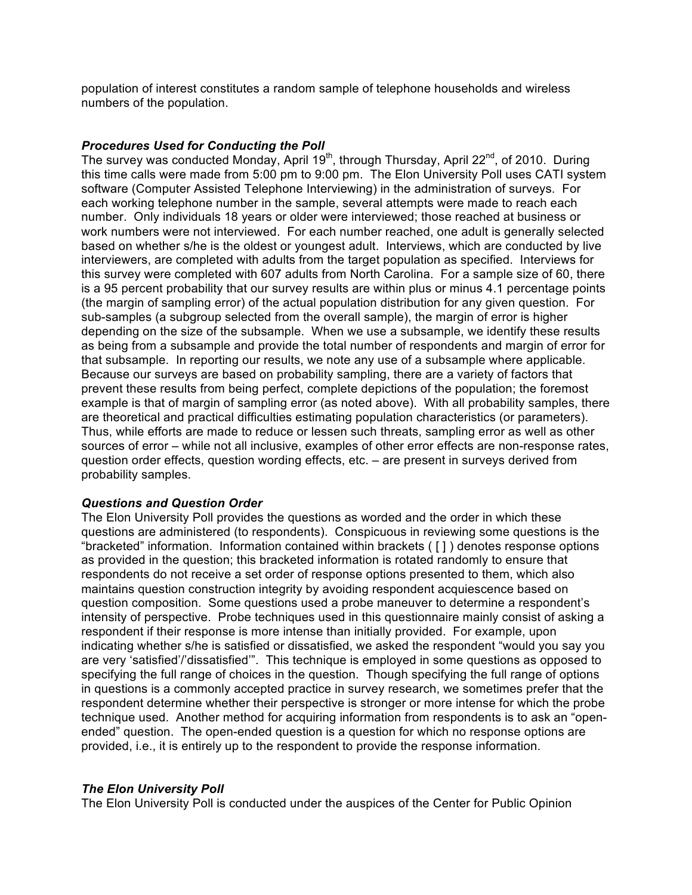population of interest constitutes a random sample of telephone households and wireless numbers of the population.

### *Procedures Used for Conducting the Poll*

The survey was conducted Monday, April 19th, through Thursday, April 22nd, of 2010. During this time calls were made from 5:00 pm to 9:00 pm. The Elon University Poll uses CATI system software (Computer Assisted Telephone Interviewing) in the administration of surveys. For each working telephone number in the sample, several attempts were made to reach each number. Only individuals 18 years or older were interviewed; those reached at business or work numbers were not interviewed. For each number reached, one adult is generally selected based on whether s/he is the oldest or youngest adult. Interviews, which are conducted by live interviewers, are completed with adults from the target population as specified. Interviews for this survey were completed with 607 adults from North Carolina. For a sample size of 60, there is a 95 percent probability that our survey results are within plus or minus 4.1 percentage points (the margin of sampling error) of the actual population distribution for any given question. For sub-samples (a subgroup selected from the overall sample), the margin of error is higher depending on the size of the subsample. When we use a subsample, we identify these results as being from a subsample and provide the total number of respondents and margin of error for that subsample. In reporting our results, we note any use of a subsample where applicable. Because our surveys are based on probability sampling, there are a variety of factors that prevent these results from being perfect, complete depictions of the population; the foremost example is that of margin of sampling error (as noted above). With all probability samples, there are theoretical and practical difficulties estimating population characteristics (or parameters). Thus, while efforts are made to reduce or lessen such threats, sampling error as well as other sources of error – while not all inclusive, examples of other error effects are non-response rates, question order effects, question wording effects, etc. – are present in surveys derived from probability samples.

### *Questions and Question Order*

The Elon University Poll provides the questions as worded and the order in which these questions are administered (to respondents). Conspicuous in reviewing some questions is the "bracketed" information. Information contained within brackets ( [ ] ) denotes response options as provided in the question; this bracketed information is rotated randomly to ensure that respondents do not receive a set order of response options presented to them, which also maintains question construction integrity by avoiding respondent acquiescence based on question composition. Some questions used a probe maneuver to determine a respondent's intensity of perspective. Probe techniques used in this questionnaire mainly consist of asking a respondent if their response is more intense than initially provided. For example, upon indicating whether s/he is satisfied or dissatisfied, we asked the respondent "would you say you are very 'satisfied'/'dissatisfied'". This technique is employed in some questions as opposed to specifying the full range of choices in the question. Though specifying the full range of options in questions is a commonly accepted practice in survey research, we sometimes prefer that the respondent determine whether their perspective is stronger or more intense for which the probe technique used. Another method for acquiring information from respondents is to ask an "open-ended" question. The open-ended question is a question for which no response options are provided, i.e., it is entirely up to the respondent to provide the response information.

### *The Elon University Poll*

The Elon University Poll is conducted under the auspices of the Center for Public Opinion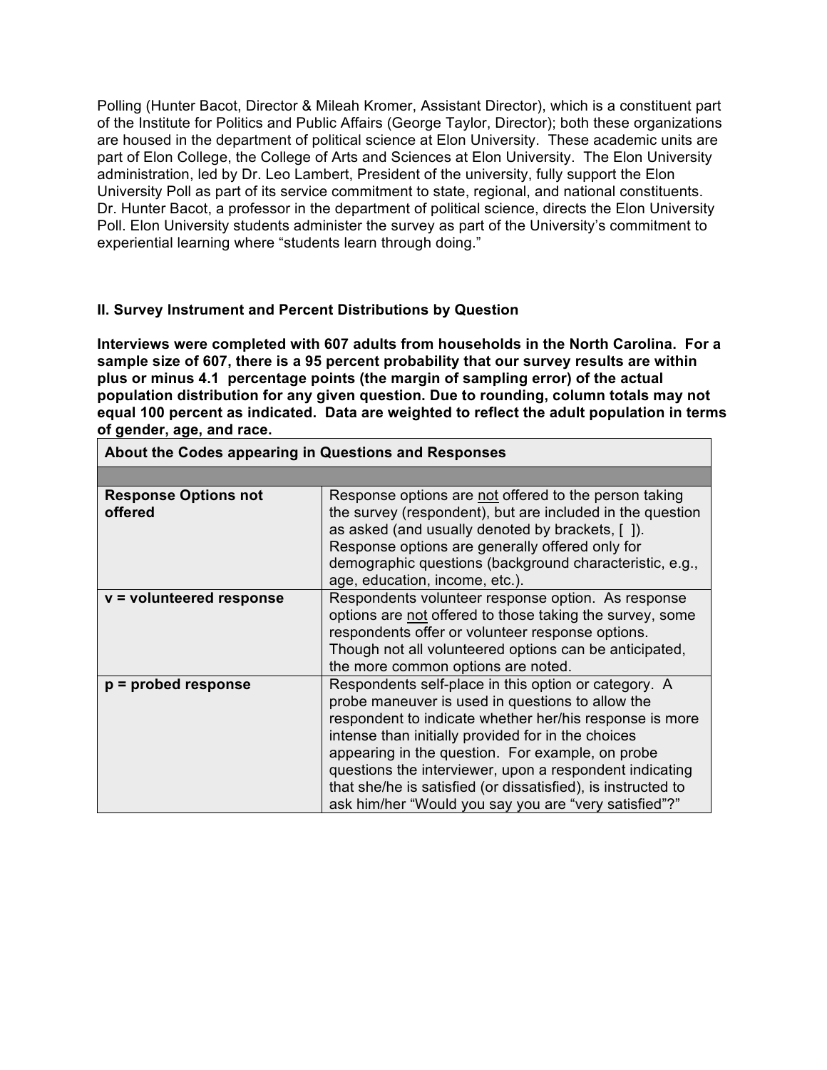Polling (Hunter Bacot, Director & Mileah Kromer, Assistant Director), which is a constituent part of the Institute for Politics and Public Affairs (George Taylor, Director); both these organizations are housed in the department of political science at Elon University. These academic units are part of Elon College, the College of Arts and Sciences at Elon University. The Elon University administration, led by Dr. Leo Lambert, President of the university, fully support the Elon University Poll as part of its service commitment to state, regional, and national constituents. Dr. Hunter Bacot, a professor in the department of political science, directs the Elon University Poll. Elon University students administer the survey as part of the University's commitment to experiential learning where "students learn through doing."

## II. Survey Instrument and Percent Distributions by Question

**Interviews were completed with 607 adults from households in the North Carolina. For a sample size of 607, there is a 95 percent probability that our survey results are within plus or minus 4.1 percentage points (the margin of sampling error) of the actual population distribution for any given question. Due to rounding, column totals may not equal 100 percent as indicated. Data are weighted to reflect the adult population in terms of gender, age, and race.**

| About the Codes appearing in Questions and Responses | |
|---|---|
| | |
| **Response Options not offered** | Response options are <u>not</u> offered to the person taking the survey (respondent), but are included in the question as asked (and usually denoted by brackets, [ ]). Response options are generally offered only for demographic questions (background characteristic, e.g., age, education, income, etc.). |
| **v = volunteered response** | Respondents volunteer response option. As response options are <u>not</u> offered to those taking the survey, some respondents offer or volunteer response options. Though not all volunteered options can be anticipated, the more common options are noted. |
| **p = probed response** | Respondents self-place in this option or category. A probe maneuver is used in questions to allow the respondent to indicate whether her/his response is more intense than initially provided for in the choices appearing in the question. For example, on probe questions the interviewer, upon a respondent indicating that she/he is satisfied (or dissatisfied), is instructed to ask him/her "Would you say you are "very satisfied"?" |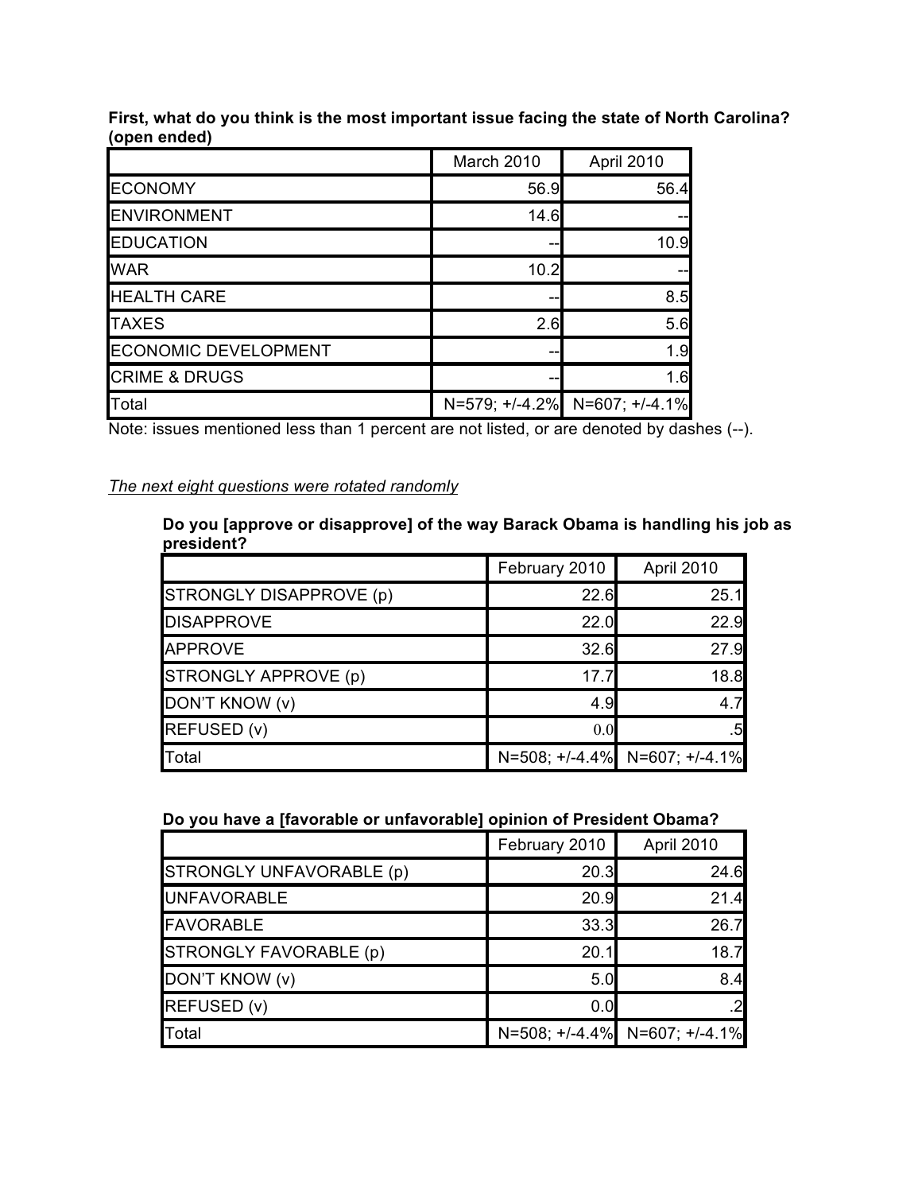**First, what do you think is the most important issue facing the state of North Carolina? (open ended)**

| | March 2010 | April 2010 |
|---|---|---|
| ECONOMY | 56.9 | 56.4 |
| ENVIRONMENT | 14.6 | -- |
| EDUCATION | -- | 10.9 |
| WAR | 10.2 | -- |
| HEALTH CARE | -- | 8.5 |
| TAXES | 2.6 | 5.6 |
| ECONOMIC DEVELOPMENT | -- | 1.9 |
| CRIME & DRUGS | -- | 1.6 |
| Total | N=579; +/-4.2% | N=607; +/-4.1% |

Note: issues mentioned less than 1 percent are not listed, or are denoted by dashes (--).

*The next eight questions were rotated randomly*

**Do you [approve or disapprove] of the way Barack Obama is handling his job as president?**

| | February 2010 | April 2010 |
|---|---|---|
| STRONGLY DISAPPROVE (p) | 22.6 | 25.1 |
| DISAPPROVE | 22.0 | 22.9 |
| APPROVE | 32.6 | 27.9 |
| STRONGLY APPROVE (p) | 17.7 | 18.8 |
| DON'T KNOW (v) | 4.9 | 4.7 |
| REFUSED (v) | 0.0 | .5 |
| Total | N=508; +/-4.4% | N=607; +/-4.1% |

**Do you have a [favorable or unfavorable] opinion of President Obama?**

| | February 2010 | April 2010 |
|---|---|---|
| STRONGLY UNFAVORABLE (p) | 20.3 | 24.6 |
| UNFAVORABLE | 20.9 | 21.4 |
| FAVORABLE | 33.3 | 26.7 |
| STRONGLY FAVORABLE (p) | 20.1 | 18.7 |
| DON'T KNOW (v) | 5.0 | 8.4 |
| REFUSED (v) | 0.0 | .2 |
| Total | N=508; +/-4.4% | N=607; +/-4.1% |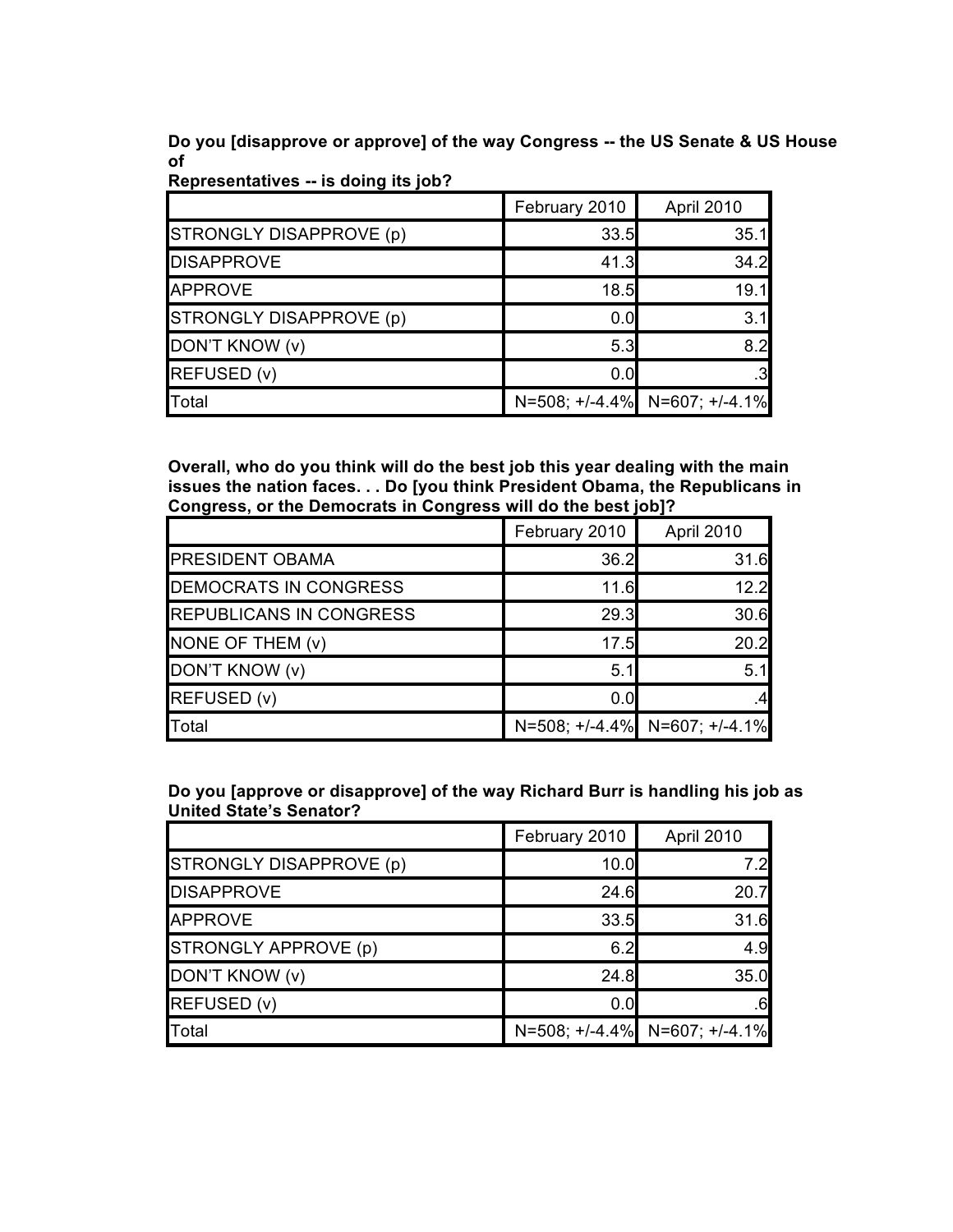**Do you [disapprove or approve] of the way Congress -- the US Senate & US House of Representatives -- is doing its job?**

| | February 2010 | April 2010 |
|---|---|---|
| STRONGLY DISAPPROVE (p) | 33.5 | 35.1 |
| DISAPPROVE | 41.3 | 34.2 |
| APPROVE | 18.5 | 19.1 |
| STRONGLY DISAPPROVE (p) | 0.0 | 3.1 |
| DON'T KNOW (v) | 5.3 | 8.2 |
| REFUSED (v) | 0.0 | .3 |
| Total | N=508; +/-4.4% | N=607; +/-4.1% |

**Overall, who do you think will do the best job this year dealing with the main issues the nation faces. . . Do [you think President Obama, the Republicans in Congress, or the Democrats in Congress will do the best job]?**

| | February 2010 | April 2010 |
|---|---|---|
| PRESIDENT OBAMA | 36.2 | 31.6 |
| DEMOCRATS IN CONGRESS | 11.6 | 12.2 |
| REPUBLICANS IN CONGRESS | 29.3 | 30.6 |
| NONE OF THEM (v) | 17.5 | 20.2 |
| DON'T KNOW (v) | 5.1 | 5.1 |
| REFUSED (v) | 0.0 | .4 |
| Total | N=508; +/-4.4% | N=607; +/-4.1% |

**Do you [approve or disapprove] of the way Richard Burr is handling his job as United State's Senator?**

| | February 2010 | April 2010 |
|---|---|---|
| STRONGLY DISAPPROVE (p) | 10.0 | 7.2 |
| DISAPPROVE | 24.6 | 20.7 |
| APPROVE | 33.5 | 31.6 |
| STRONGLY APPROVE (p) | 6.2 | 4.9 |
| DON'T KNOW (v) | 24.8 | 35.0 |
| REFUSED (v) | 0.0 | .6 |
| Total | N=508; +/-4.4% | N=607; +/-4.1% |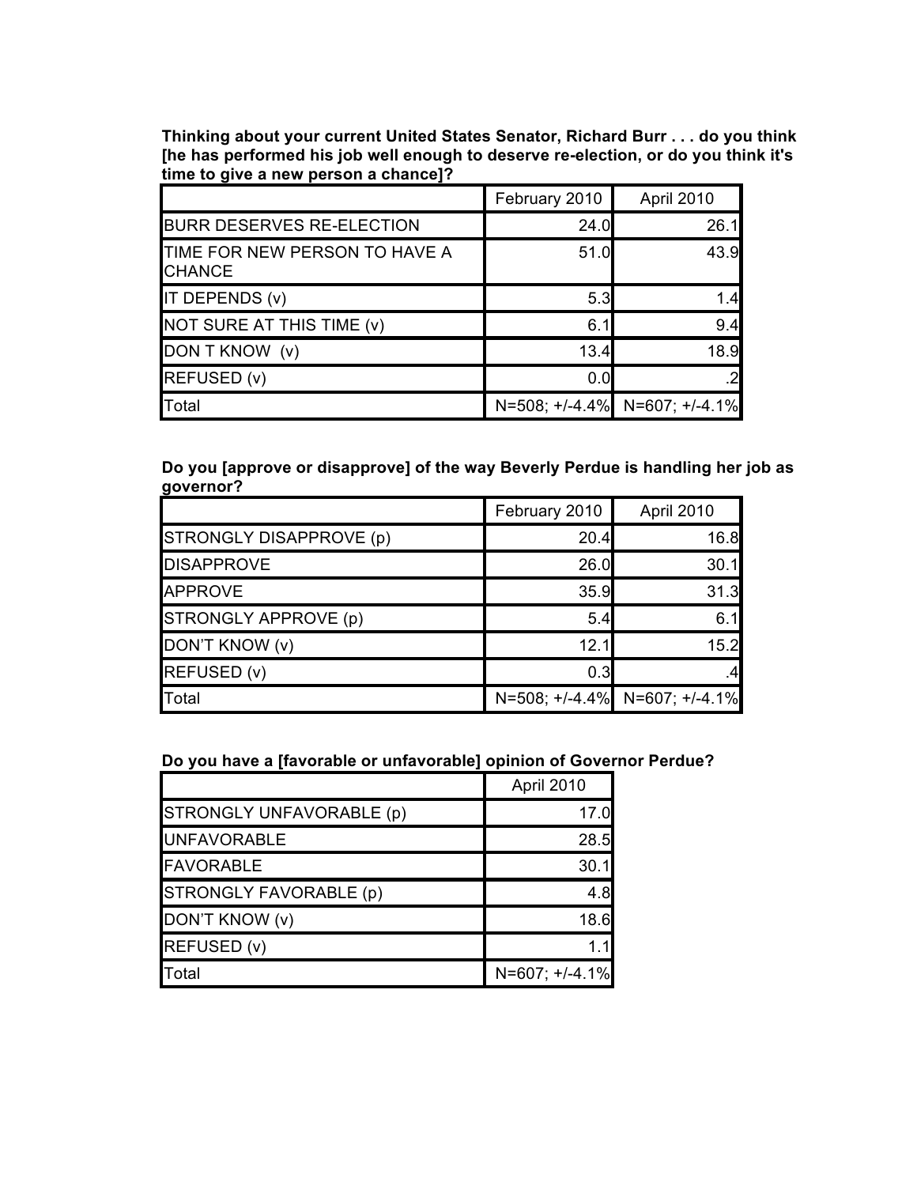**Thinking about your current United States Senator, Richard Burr . . . do you think [he has performed his job well enough to deserve re-election, or do you think it's time to give a new person a chance]?**

| | February 2010 | April 2010 |
|---|---|---|
| BURR DESERVES RE-ELECTION | 24.0 | 26.1 |
| TIME FOR NEW PERSON TO HAVE A CHANCE | 51.0 | 43.9 |
| IT DEPENDS (v) | 5.3 | 1.4 |
| NOT SURE AT THIS TIME (v) | 6.1 | 9.4 |
| DON T KNOW (v) | 13.4 | 18.9 |
| REFUSED (v) | 0.0 | .2 |
| Total | N=508; +/-4.4% | N=607; +/-4.1% |

**Do you [approve or disapprove] of the way Beverly Perdue is handling her job as governor?**

| | February 2010 | April 2010 |
|---|---|---|
| STRONGLY DISAPPROVE (p) | 20.4 | 16.8 |
| DISAPPROVE | 26.0 | 30.1 |
| APPROVE | 35.9 | 31.3 |
| STRONGLY APPROVE (p) | 5.4 | 6.1 |
| DON'T KNOW (v) | 12.1 | 15.2 |
| REFUSED (v) | 0.3 | .4 |
| Total | N=508; +/-4.4% | N=607; +/-4.1% |

**Do you have a [favorable or unfavorable] opinion of Governor Perdue?**

| | April 2010 |
|---|---|
| STRONGLY UNFAVORABLE (p) | 17.0 |
| UNFAVORABLE | 28.5 |
| FAVORABLE | 30.1 |
| STRONGLY FAVORABLE (p) | 4.8 |
| DON'T KNOW (v) | 18.6 |
| REFUSED (v) | 1.1 |
| Total | N=607; +/-4.1% |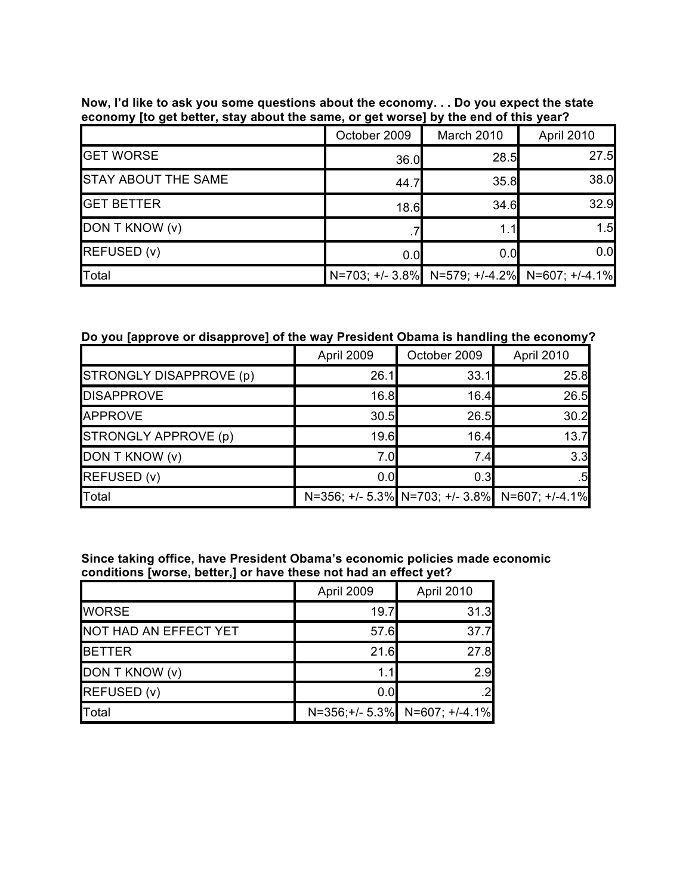**Now, I'd like to ask you some questions about the economy. . . Do you expect the state economy [to get better, stay about the same, or get worse] by the end of this year?**

| | October 2009 | March 2010 | April 2010 |
|---|---|---|---|
| GET WORSE | 36.0 | 28.5 | 27.5 |
| STAY ABOUT THE SAME | 44.7 | 35.8 | 38.0 |
| GET BETTER | 18.6 | 34.6 | 32.9 |
| DON T KNOW (v) | .7 | 1.1 | 1.5 |
| REFUSED (v) | 0.0 | 0.0 | 0.0 |
| Total | N=703; +/- 3.8% | N=579; +/-4.2% | N=607; +/-4.1% |

**Do you [approve or disapprove] of the way President Obama is handling the economy?**

| | April 2009 | October 2009 | April 2010 |
|---|---|---|---|
| STRONGLY DISAPPROVE (p) | 26.1 | 33.1 | 25.8 |
| DISAPPROVE | 16.8 | 16.4 | 26.5 |
| APPROVE | 30.5 | 26.5 | 30.2 |
| STRONGLY APPROVE (p) | 19.6 | 16.4 | 13.7 |
| DON T KNOW (v) | 7.0 | 7.4 | 3.3 |
| REFUSED (v) | 0.0 | 0.3 | .5 |
| Total | N=356; +/- 5.3% | N=703; +/- 3.8% | N=607; +/-4.1% |

**Since taking office, have President Obama's economic policies made economic conditions [worse, better,] or have these not had an effect yet?**

| | April 2009 | April 2010 |
|---|---|---|
| WORSE | 19.7 | 31.3 |
| NOT HAD AN EFFECT YET | 57.6 | 37.7 |
| BETTER | 21.6 | 27.8 |
| DON T KNOW (v) | 1.1 | 2.9 |
| REFUSED (v) | 0.0 | .2 |
| Total | N=356;+/- 5.3% | N=607; +/-4.1% |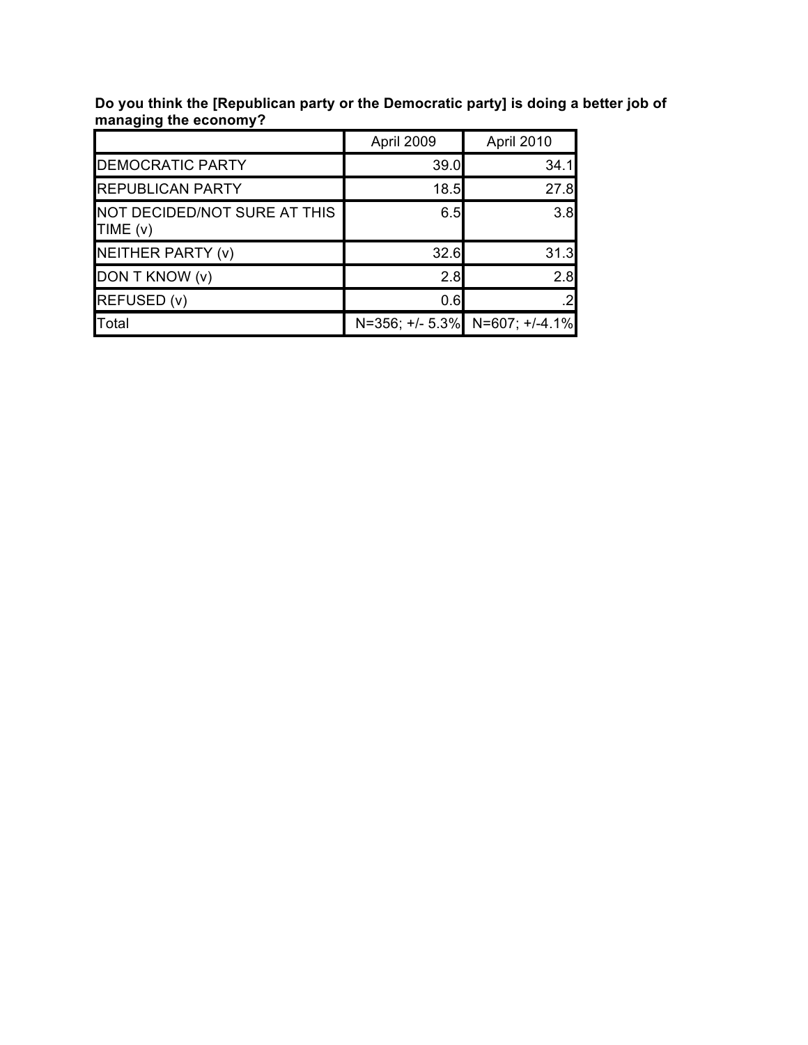**Do you think the [Republican party or the Democratic party] is doing a better job of managing the economy?**

| | April 2009 | April 2010 |
|---|---|---|
| DEMOCRATIC PARTY | 39.0 | 34.1 |
| REPUBLICAN PARTY | 18.5 | 27.8 |
| NOT DECIDED/NOT SURE AT THIS TIME (v) | 6.5 | 3.8 |
| NEITHER PARTY (v) | 32.6 | 31.3 |
| DON T KNOW (v) | 2.8 | 2.8 |
| REFUSED (v) | 0.6 | .2 |
| Total | N=356; +/- 5.3% | N=607; +/-4.1% |